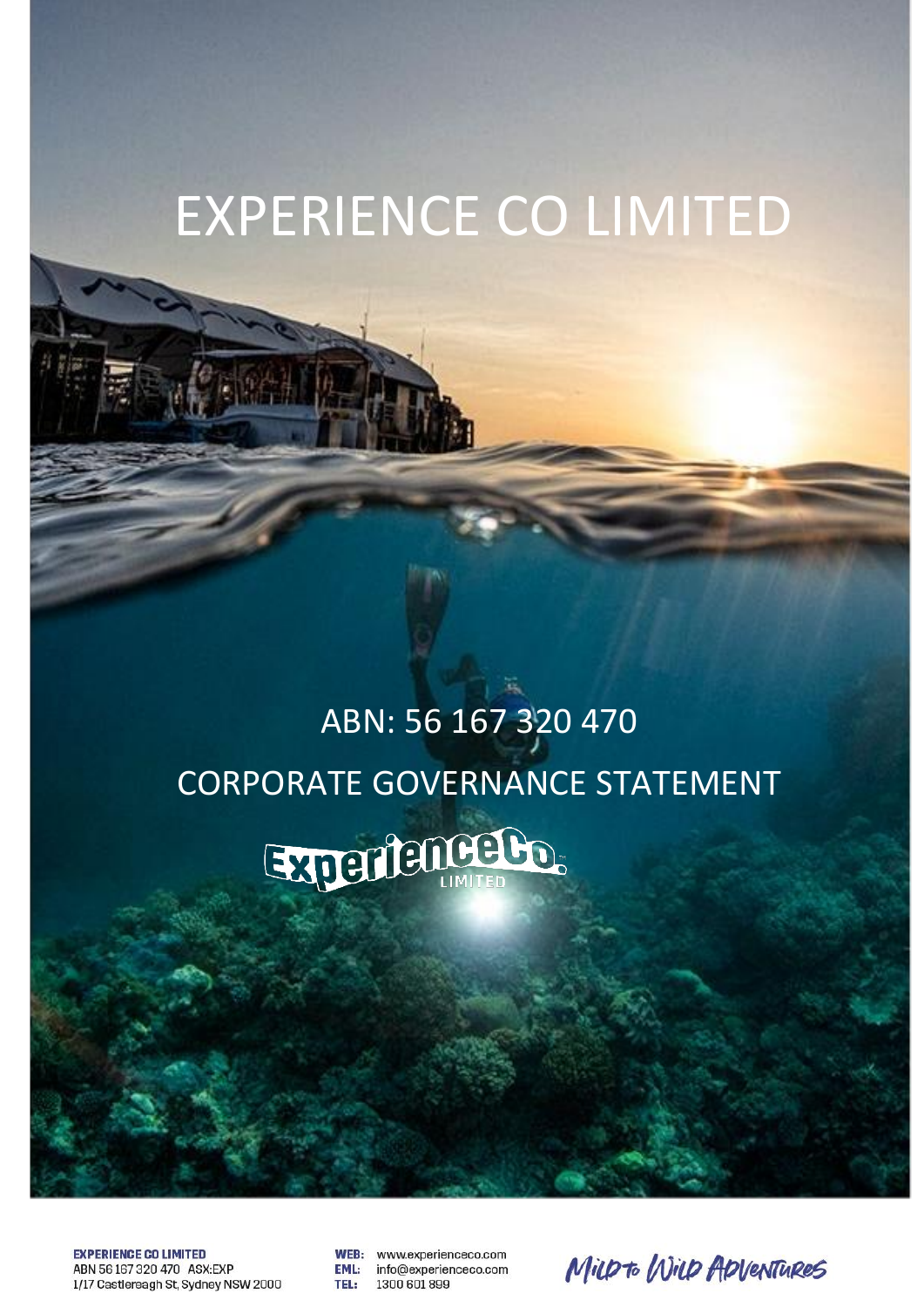# EXPERIENCE CO LIMITED

ABN: 56 167 320 470

## CORPORATE GOVERNANCE STATEMENT

**EXPERIENCE CO LIMITED**
ABN 56 167 320 470 ASX:EXP
1/17 Castlereagh St, Sydney NSW 2000

**WEB:** www.experienceco.com
**EML:** info@experienceco.com
**TEL:** 1300 601 899

Mild to Wild Adventures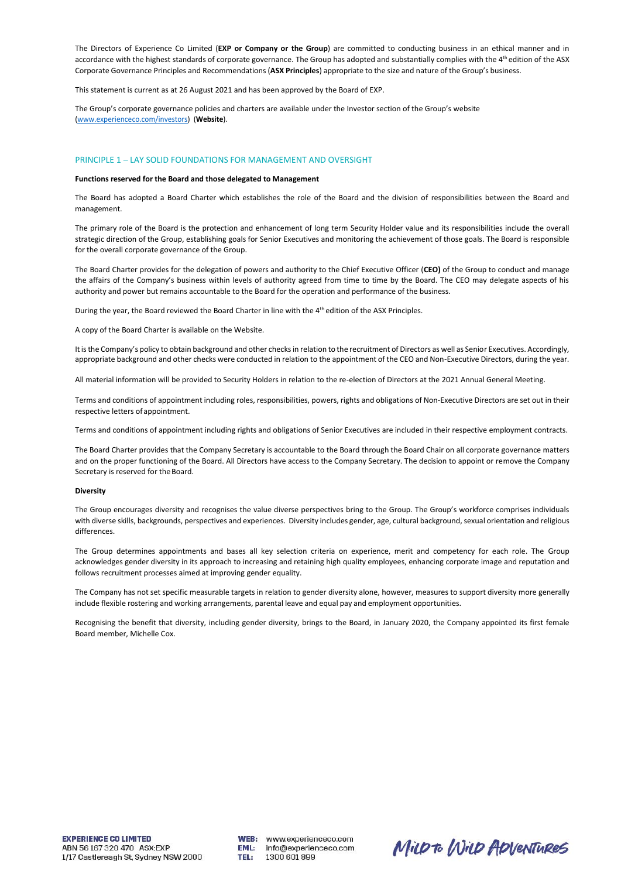The Directors of Experience Co Limited (**EXP or Company or the Group**) are committed to conducting business in an ethical manner and in accordance with the highest standards of corporate governance. The Group has adopted and substantially complies with the 4th edition of the ASX Corporate Governance Principles and Recommendations (**ASX Principles**) appropriate to the size and nature of the Group's business.

This statement is current as at 26 August 2021 and has been approved by the Board of EXP.

The Group's corporate governance policies and charters are available under the Investor section of the Group's website (www.experienceco.com/investors) (**Website**).

## PRINCIPLE 1 – LAY SOLID FOUNDATIONS FOR MANAGEMENT AND OVERSIGHT

**Functions reserved for the Board and those delegated to Management**

The Board has adopted a Board Charter which establishes the role of the Board and the division of responsibilities between the Board and management.

The primary role of the Board is the protection and enhancement of long term Security Holder value and its responsibilities include the overall strategic direction of the Group, establishing goals for Senior Executives and monitoring the achievement of those goals. The Board is responsible for the overall corporate governance of the Group.

The Board Charter provides for the delegation of powers and authority to the Chief Executive Officer (**CEO)** of the Group to conduct and manage the affairs of the Company's business within levels of authority agreed from time to time by the Board. The CEO may delegate aspects of his authority and power but remains accountable to the Board for the operation and performance of the business.

During the year, the Board reviewed the Board Charter in line with the 4th edition of the ASX Principles.

A copy of the Board Charter is available on the Website.

It is the Company's policy to obtain background and other checks in relation to the recruitment of Directors as well as Senior Executives. Accordingly, appropriate background and other checks were conducted in relation to the appointment of the CEO and Non-Executive Directors, during the year.

All material information will be provided to Security Holders in relation to the re-election of Directors at the 2021 Annual General Meeting.

Terms and conditions of appointment including roles, responsibilities, powers, rights and obligations of Non-Executive Directors are set out in their respective letters of appointment.

Terms and conditions of appointment including rights and obligations of Senior Executives are included in their respective employment contracts.

The Board Charter provides that the Company Secretary is accountable to the Board through the Board Chair on all corporate governance matters and on the proper functioning of the Board. All Directors have access to the Company Secretary. The decision to appoint or remove the Company Secretary is reserved for the Board.

**Diversity**

The Group encourages diversity and recognises the value diverse perspectives bring to the Group. The Group's workforce comprises individuals with diverse skills, backgrounds, perspectives and experiences. Diversity includes gender, age, cultural background, sexual orientation and religious differences.

The Group determines appointments and bases all key selection criteria on experience, merit and competency for each role. The Group acknowledges gender diversity in its approach to increasing and retaining high quality employees, enhancing corporate image and reputation and follows recruitment processes aimed at improving gender equality.

The Company has not set specific measurable targets in relation to gender diversity alone, however, measures to support diversity more generally include flexible rostering and working arrangements, parental leave and equal pay and employment opportunities.

Recognising the benefit that diversity, including gender diversity, brings to the Board, in January 2020, the Company appointed its first female Board member, Michelle Cox.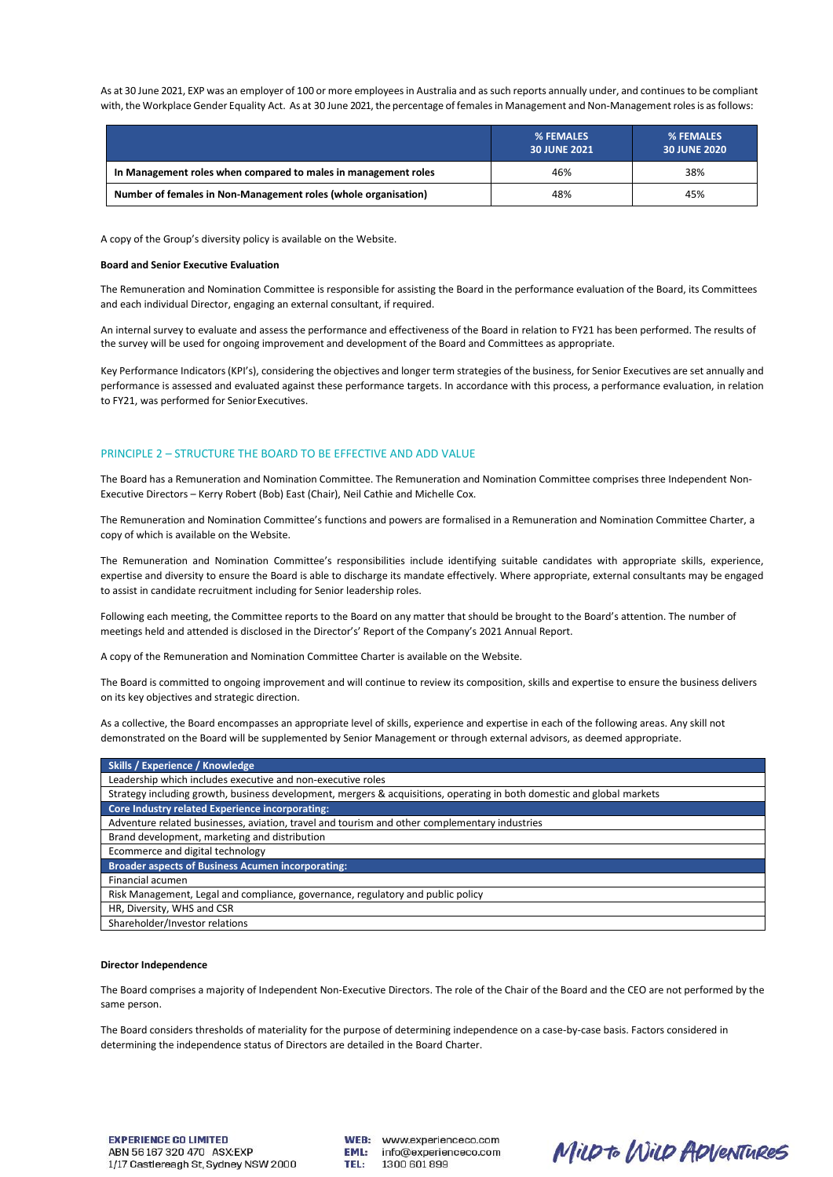As at 30 June 2021, EXP was an employer of 100 or more employees in Australia and as such reports annually under, and continues to be compliant with, the Workplace Gender Equality Act. As at 30 June 2021, the percentage of females in Management and Non-Management roles is as follows:

| | % FEMALES 30 JUNE 2021 | % FEMALES 30 JUNE 2020 |
|---|---|---|
| **In Management roles when compared to males in management roles** | 46% | 38% |
| **Number of females in Non-Management roles (whole organisation)** | 48% | 45% |

A copy of the Group's diversity policy is available on the Website.

**Board and Senior Executive Evaluation**

The Remuneration and Nomination Committee is responsible for assisting the Board in the performance evaluation of the Board, its Committees and each individual Director, engaging an external consultant, if required.

An internal survey to evaluate and assess the performance and effectiveness of the Board in relation to FY21 has been performed. The results of the survey will be used for ongoing improvement and development of the Board and Committees as appropriate.

Key Performance Indicators (KPI's), considering the objectives and longer term strategies of the business, for Senior Executives are set annually and performance is assessed and evaluated against these performance targets. In accordance with this process, a performance evaluation, in relation to FY21, was performed for Senior Executives.

## PRINCIPLE 2 – STRUCTURE THE BOARD TO BE EFFECTIVE AND ADD VALUE

The Board has a Remuneration and Nomination Committee. The Remuneration and Nomination Committee comprises three Independent Non-Executive Directors – Kerry Robert (Bob) East (Chair), Neil Cathie and Michelle Cox.

The Remuneration and Nomination Committee's functions and powers are formalised in a Remuneration and Nomination Committee Charter, a copy of which is available on the Website.

The Remuneration and Nomination Committee's responsibilities include identifying suitable candidates with appropriate skills, experience, expertise and diversity to ensure the Board is able to discharge its mandate effectively. Where appropriate, external consultants may be engaged to assist in candidate recruitment including for Senior leadership roles.

Following each meeting, the Committee reports to the Board on any matter that should be brought to the Board's attention. The number of meetings held and attended is disclosed in the Director's' Report of the Company's 2021 Annual Report.

A copy of the Remuneration and Nomination Committee Charter is available on the Website.

The Board is committed to ongoing improvement and will continue to review its composition, skills and expertise to ensure the business delivers on its key objectives and strategic direction.

As a collective, the Board encompasses an appropriate level of skills, experience and expertise in each of the following areas. Any skill not demonstrated on the Board will be supplemented by Senior Management or through external advisors, as deemed appropriate.

| **Skills / Experience / Knowledge** |
|---|
| Leadership which includes executive and non-executive roles |
| Strategy including growth, business development, mergers & acquisitions, operating in both domestic and global markets |
| **Core Industry related Experience incorporating:** |
| Adventure related businesses, aviation, travel and tourism and other complementary industries |
| Brand development, marketing and distribution |
| Ecommerce and digital technology |
| **Broader aspects of Business Acumen incorporating:** |
| Financial acumen |
| Risk Management, Legal and compliance, governance, regulatory and public policy |
| HR, Diversity, WHS and CSR |
| Shareholder/Investor relations |

**Director Independence**

The Board comprises a majority of Independent Non-Executive Directors. The role of the Chair of the Board and the CEO are not performed by the same person.

The Board considers thresholds of materiality for the purpose of determining independence on a case-by-case basis. Factors considered in determining the independence status of Directors are detailed in the Board Charter.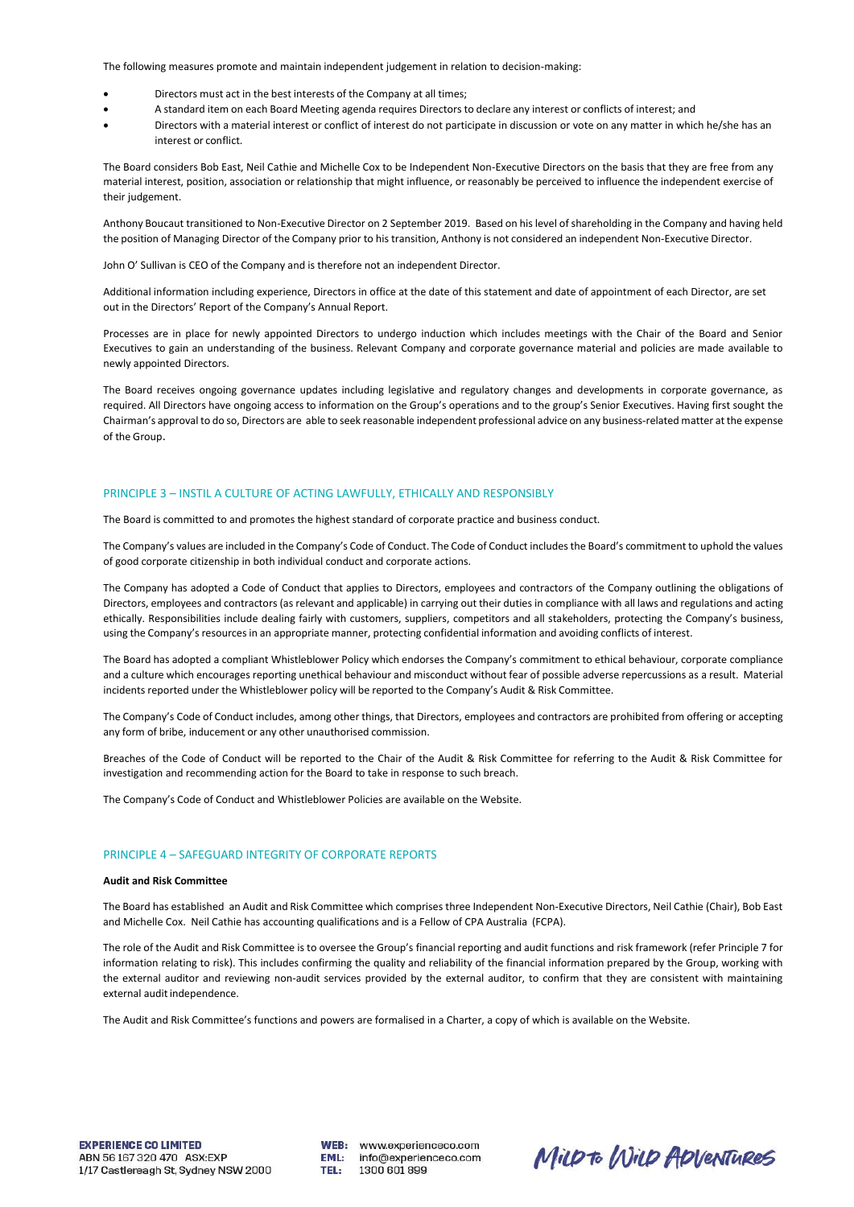The following measures promote and maintain independent judgement in relation to decision-making:

- Directors must act in the best interests of the Company at all times;
- A standard item on each Board Meeting agenda requires Directors to declare any interest or conflicts of interest; and
- Directors with a material interest or conflict of interest do not participate in discussion or vote on any matter in which he/she has an interest or conflict.

The Board considers Bob East, Neil Cathie and Michelle Cox to be Independent Non-Executive Directors on the basis that they are free from any material interest, position, association or relationship that might influence, or reasonably be perceived to influence the independent exercise of their judgement.

Anthony Boucaut transitioned to Non-Executive Director on 2 September 2019. Based on his level of shareholding in the Company and having held the position of Managing Director of the Company prior to his transition, Anthony is not considered an independent Non-Executive Director.

John O' Sullivan is CEO of the Company and is therefore not an independent Director.

Additional information including experience, Directors in office at the date of this statement and date of appointment of each Director, are set out in the Directors' Report of the Company's Annual Report.

Processes are in place for newly appointed Directors to undergo induction which includes meetings with the Chair of the Board and Senior Executives to gain an understanding of the business. Relevant Company and corporate governance material and policies are made available to newly appointed Directors.

The Board receives ongoing governance updates including legislative and regulatory changes and developments in corporate governance, as required. All Directors have ongoing access to information on the Group's operations and to the group's Senior Executives. Having first sought the Chairman's approval to do so, Directors are able to seek reasonable independent professional advice on any business-related matter at the expense of the Group.

## PRINCIPLE 3 – INSTIL A CULTURE OF ACTING LAWFULLY, ETHICALLY AND RESPONSIBLY

The Board is committed to and promotes the highest standard of corporate practice and business conduct.

The Company's values are included in the Company's Code of Conduct. The Code of Conduct includes the Board's commitment to uphold the values of good corporate citizenship in both individual conduct and corporate actions.

The Company has adopted a Code of Conduct that applies to Directors, employees and contractors of the Company outlining the obligations of Directors, employees and contractors (as relevant and applicable) in carrying out their duties in compliance with all laws and regulations and acting ethically. Responsibilities include dealing fairly with customers, suppliers, competitors and all stakeholders, protecting the Company's business, using the Company's resources in an appropriate manner, protecting confidential information and avoiding conflicts of interest.

The Board has adopted a compliant Whistleblower Policy which endorses the Company's commitment to ethical behaviour, corporate compliance and a culture which encourages reporting unethical behaviour and misconduct without fear of possible adverse repercussions as a result. Material incidents reported under the Whistleblower policy will be reported to the Company's Audit & Risk Committee.

The Company's Code of Conduct includes, among other things, that Directors, employees and contractors are prohibited from offering or accepting any form of bribe, inducement or any other unauthorised commission.

Breaches of the Code of Conduct will be reported to the Chair of the Audit & Risk Committee for referring to the Audit & Risk Committee for investigation and recommending action for the Board to take in response to such breach.

The Company's Code of Conduct and Whistleblower Policies are available on the Website.

## PRINCIPLE 4 – SAFEGUARD INTEGRITY OF CORPORATE REPORTS

**Audit and Risk Committee**

The Board has established an Audit and Risk Committee which comprises three Independent Non-Executive Directors, Neil Cathie (Chair), Bob East and Michelle Cox. Neil Cathie has accounting qualifications and is a Fellow of CPA Australia (FCPA).

The role of the Audit and Risk Committee is to oversee the Group's financial reporting and audit functions and risk framework (refer Principle 7 for information relating to risk). This includes confirming the quality and reliability of the financial information prepared by the Group, working with the external auditor and reviewing non-audit services provided by the external auditor, to confirm that they are consistent with maintaining external audit independence.

The Audit and Risk Committee's functions and powers are formalised in a Charter, a copy of which is available on the Website.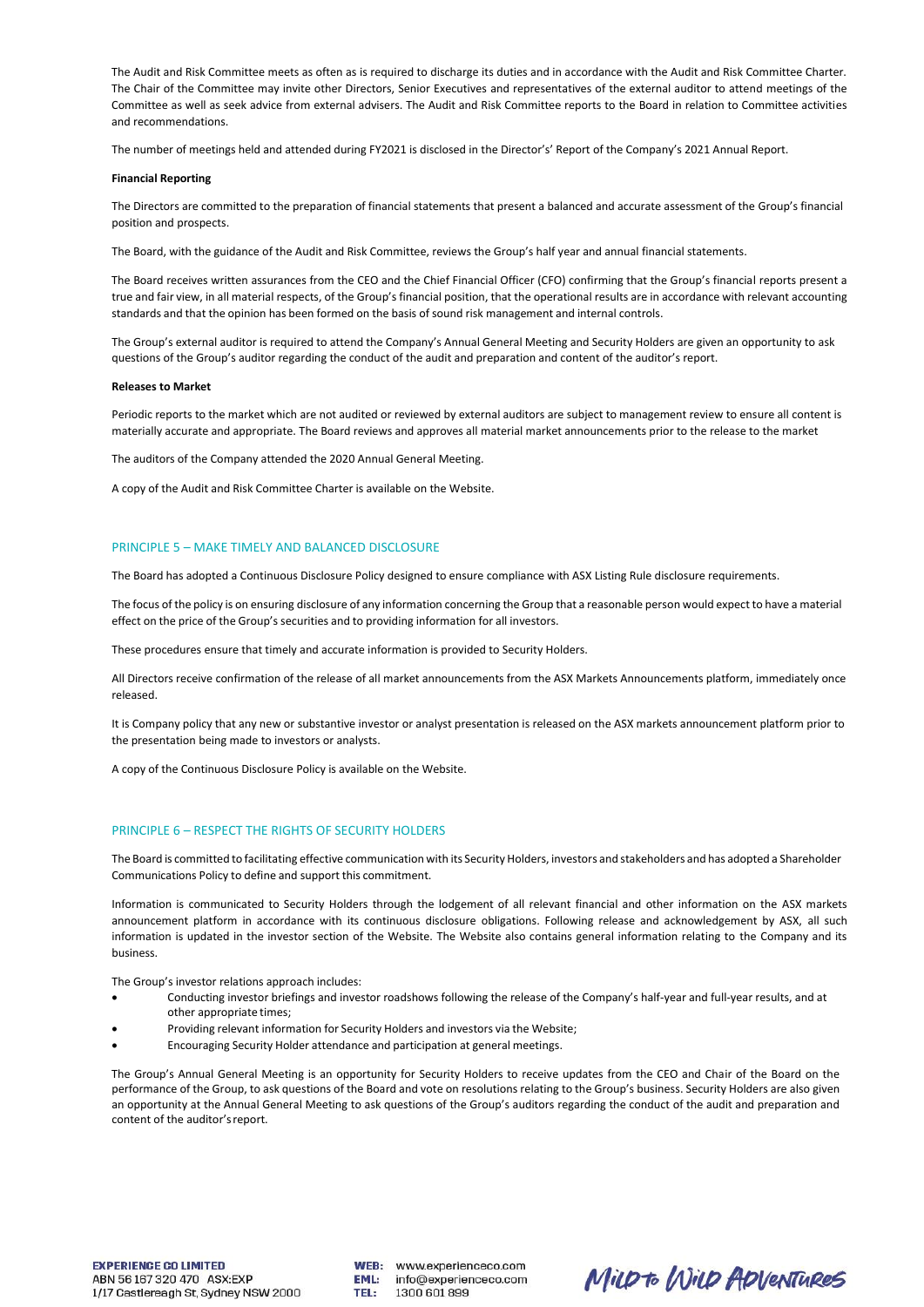The Audit and Risk Committee meets as often as is required to discharge its duties and in accordance with the Audit and Risk Committee Charter. The Chair of the Committee may invite other Directors, Senior Executives and representatives of the external auditor to attend meetings of the Committee as well as seek advice from external advisers. The Audit and Risk Committee reports to the Board in relation to Committee activities and recommendations.

The number of meetings held and attended during FY2021 is disclosed in the Director's' Report of the Company's 2021 Annual Report.

**Financial Reporting**

The Directors are committed to the preparation of financial statements that present a balanced and accurate assessment of the Group's financial position and prospects.

The Board, with the guidance of the Audit and Risk Committee, reviews the Group's half year and annual financial statements.

The Board receives written assurances from the CEO and the Chief Financial Officer (CFO) confirming that the Group's financial reports present a true and fair view, in all material respects, of the Group's financial position, that the operational results are in accordance with relevant accounting standards and that the opinion has been formed on the basis of sound risk management and internal controls.

The Group's external auditor is required to attend the Company's Annual General Meeting and Security Holders are given an opportunity to ask questions of the Group's auditor regarding the conduct of the audit and preparation and content of the auditor's report.

**Releases to Market**

Periodic reports to the market which are not audited or reviewed by external auditors are subject to management review to ensure all content is materially accurate and appropriate. The Board reviews and approves all material market announcements prior to the release to the market

The auditors of the Company attended the 2020 Annual General Meeting.

A copy of the Audit and Risk Committee Charter is available on the Website.

## PRINCIPLE 5 – MAKE TIMELY AND BALANCED DISCLOSURE

The Board has adopted a Continuous Disclosure Policy designed to ensure compliance with ASX Listing Rule disclosure requirements.

The focus of the policy is on ensuring disclosure of any information concerning the Group that a reasonable person would expect to have a material effect on the price of the Group's securities and to providing information for all investors.

These procedures ensure that timely and accurate information is provided to Security Holders.

All Directors receive confirmation of the release of all market announcements from the ASX Markets Announcements platform, immediately once released.

It is Company policy that any new or substantive investor or analyst presentation is released on the ASX markets announcement platform prior to the presentation being made to investors or analysts.

A copy of the Continuous Disclosure Policy is available on the Website.

## PRINCIPLE 6 – RESPECT THE RIGHTS OF SECURITY HOLDERS

The Board is committed to facilitating effective communication with its Security Holders, investors and stakeholders and has adopted a Shareholder Communications Policy to define and support this commitment.

Information is communicated to Security Holders through the lodgement of all relevant financial and other information on the ASX markets announcement platform in accordance with its continuous disclosure obligations. Following release and acknowledgement by ASX, all such information is updated in the investor section of the Website. The Website also contains general information relating to the Company and its business.

The Group's investor relations approach includes:

- Conducting investor briefings and investor roadshows following the release of the Company's half-year and full-year results, and at other appropriate times;
- Providing relevant information for Security Holders and investors via the Website;
- Encouraging Security Holder attendance and participation at general meetings.

The Group's Annual General Meeting is an opportunity for Security Holders to receive updates from the CEO and Chair of the Board on the performance of the Group, to ask questions of the Board and vote on resolutions relating to the Group's business. Security Holders are also given an opportunity at the Annual General Meeting to ask questions of the Group's auditors regarding the conduct of the audit and preparation and content of the auditor's report.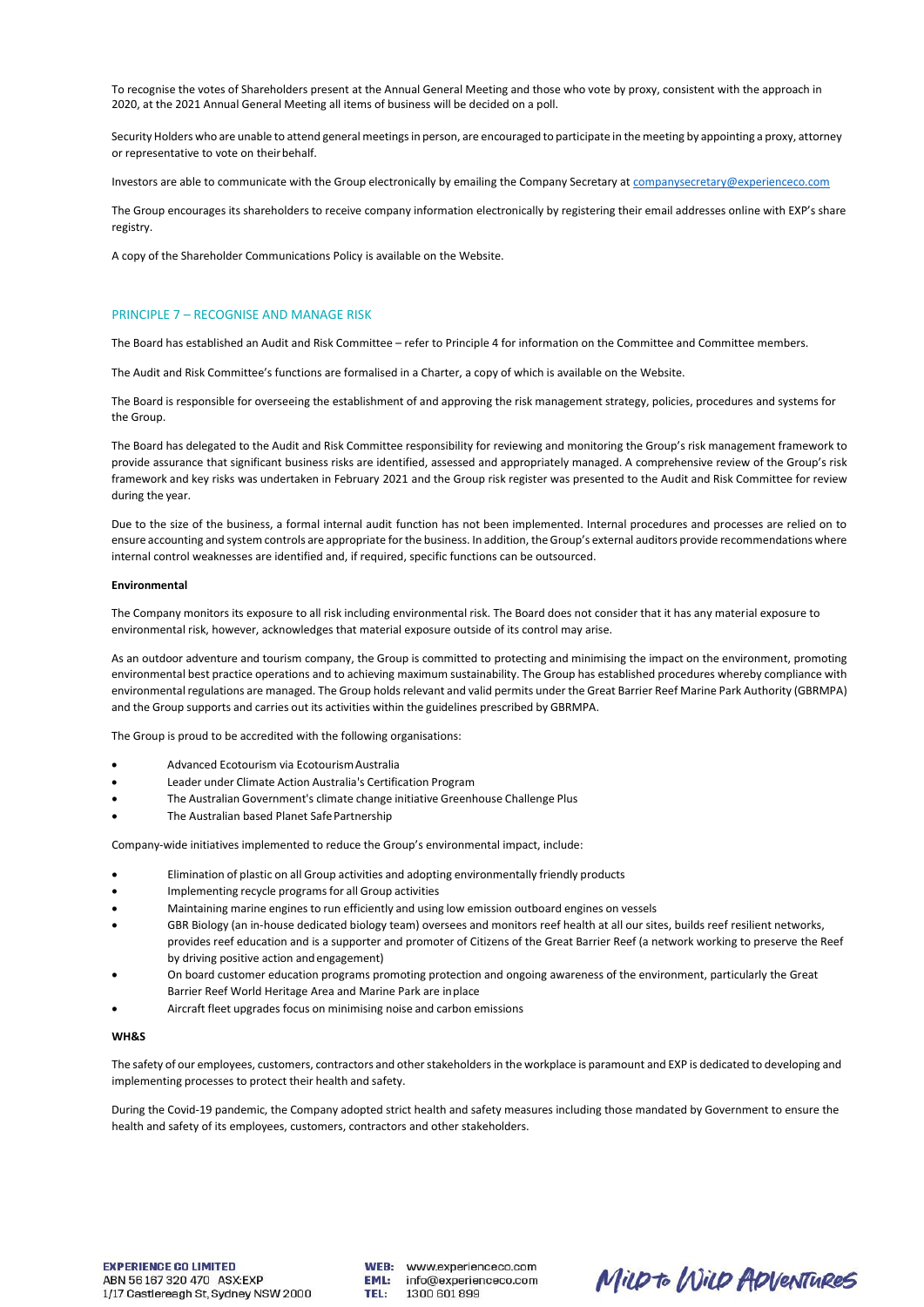To recognise the votes of Shareholders present at the Annual General Meeting and those who vote by proxy, consistent with the approach in 2020, at the 2021 Annual General Meeting all items of business will be decided on a poll.

Security Holders who are unable to attend general meetings in person, are encouraged to participate in the meeting by appointing a proxy, attorney or representative to vote on their behalf.

Investors are able to communicate with the Group electronically by emailing the Company Secretary at companysecretary@experienceco.com

The Group encourages its shareholders to receive company information electronically by registering their email addresses online with EXP's share registry.

A copy of the Shareholder Communications Policy is available on the Website.

## PRINCIPLE 7 – RECOGNISE AND MANAGE RISK

The Board has established an Audit and Risk Committee – refer to Principle 4 for information on the Committee and Committee members.

The Audit and Risk Committee's functions are formalised in a Charter, a copy of which is available on the Website.

The Board is responsible for overseeing the establishment of and approving the risk management strategy, policies, procedures and systems for the Group.

The Board has delegated to the Audit and Risk Committee responsibility for reviewing and monitoring the Group's risk management framework to provide assurance that significant business risks are identified, assessed and appropriately managed. A comprehensive review of the Group's risk framework and key risks was undertaken in February 2021 and the Group risk register was presented to the Audit and Risk Committee for review during the year.

Due to the size of the business, a formal internal audit function has not been implemented. Internal procedures and processes are relied on to ensure accounting and system controls are appropriate for the business. In addition, the Group's external auditors provide recommendations where internal control weaknesses are identified and, if required, specific functions can be outsourced.

**Environmental**

The Company monitors its exposure to all risk including environmental risk. The Board does not consider that it has any material exposure to environmental risk, however, acknowledges that material exposure outside of its control may arise.

As an outdoor adventure and tourism company, the Group is committed to protecting and minimising the impact on the environment, promoting environmental best practice operations and to achieving maximum sustainability. The Group has established procedures whereby compliance with environmental regulations are managed. The Group holds relevant and valid permits under the Great Barrier Reef Marine Park Authority (GBRMPA) and the Group supports and carries out its activities within the guidelines prescribed by GBRMPA.

The Group is proud to be accredited with the following organisations:

- Advanced Ecotourism via Ecotourism Australia
- Leader under Climate Action Australia's Certification Program
- The Australian Government's climate change initiative Greenhouse Challenge Plus
- The Australian based Planet Safe Partnership

Company-wide initiatives implemented to reduce the Group's environmental impact, include:

- Elimination of plastic on all Group activities and adopting environmentally friendly products
- Implementing recycle programs for all Group activities
- Maintaining marine engines to run efficiently and using low emission outboard engines on vessels
- GBR Biology (an in-house dedicated biology team) oversees and monitors reef health at all our sites, builds reef resilient networks, provides reef education and is a supporter and promoter of Citizens of the Great Barrier Reef (a network working to preserve the Reef by driving positive action and engagement)
- On board customer education programs promoting protection and ongoing awareness of the environment, particularly the Great Barrier Reef World Heritage Area and Marine Park are in place
- Aircraft fleet upgrades focus on minimising noise and carbon emissions

**WH&S**

The safety of our employees, customers, contractors and other stakeholders in the workplace is paramount and EXP is dedicated to developing and implementing processes to protect their health and safety.

During the Covid-19 pandemic, the Company adopted strict health and safety measures including those mandated by Government to ensure the health and safety of its employees, customers, contractors and other stakeholders.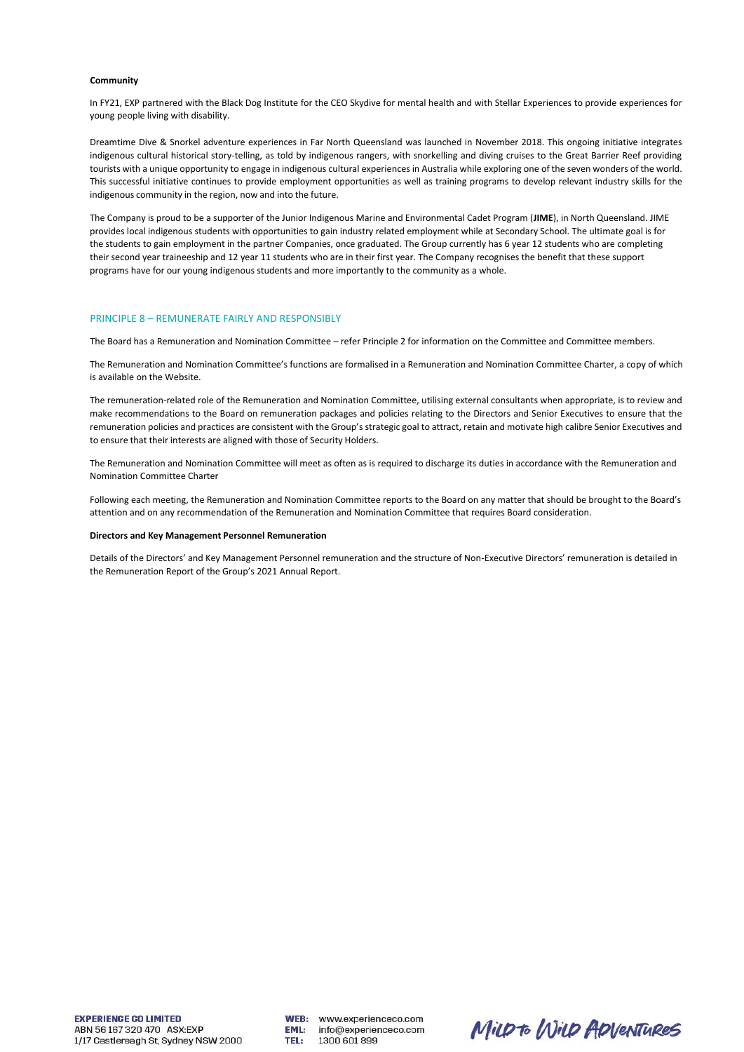**Community**

In FY21, EXP partnered with the Black Dog Institute for the CEO Skydive for mental health and with Stellar Experiences to provide experiences for young people living with disability.

Dreamtime Dive & Snorkel adventure experiences in Far North Queensland was launched in November 2018. This ongoing initiative integrates indigenous cultural historical story-telling, as told by indigenous rangers, with snorkelling and diving cruises to the Great Barrier Reef providing tourists with a unique opportunity to engage in indigenous cultural experiences in Australia while exploring one of the seven wonders of the world. This successful initiative continues to provide employment opportunities as well as training programs to develop relevant industry skills for the indigenous community in the region, now and into the future.

The Company is proud to be a supporter of the Junior Indigenous Marine and Environmental Cadet Program (**JIME**), in North Queensland. JIME provides local indigenous students with opportunities to gain industry related employment while at Secondary School. The ultimate goal is for the students to gain employment in the partner Companies, once graduated. The Group currently has 6 year 12 students who are completing their second year traineeship and 12 year 11 students who are in their first year. The Company recognises the benefit that these support programs have for our young indigenous students and more importantly to the community as a whole.

## PRINCIPLE 8 – REMUNERATE FAIRLY AND RESPONSIBLY

The Board has a Remuneration and Nomination Committee – refer Principle 2 for information on the Committee and Committee members.

The Remuneration and Nomination Committee's functions are formalised in a Remuneration and Nomination Committee Charter, a copy of which is available on the Website.

The remuneration-related role of the Remuneration and Nomination Committee, utilising external consultants when appropriate, is to review and make recommendations to the Board on remuneration packages and policies relating to the Directors and Senior Executives to ensure that the remuneration policies and practices are consistent with the Group's strategic goal to attract, retain and motivate high calibre Senior Executives and to ensure that their interests are aligned with those of Security Holders.

The Remuneration and Nomination Committee will meet as often as is required to discharge its duties in accordance with the Remuneration and Nomination Committee Charter

Following each meeting, the Remuneration and Nomination Committee reports to the Board on any matter that should be brought to the Board's attention and on any recommendation of the Remuneration and Nomination Committee that requires Board consideration.

**Directors and Key Management Personnel Remuneration**

Details of the Directors' and Key Management Personnel remuneration and the structure of Non-Executive Directors' remuneration is detailed in the Remuneration Report of the Group's 2021 Annual Report.